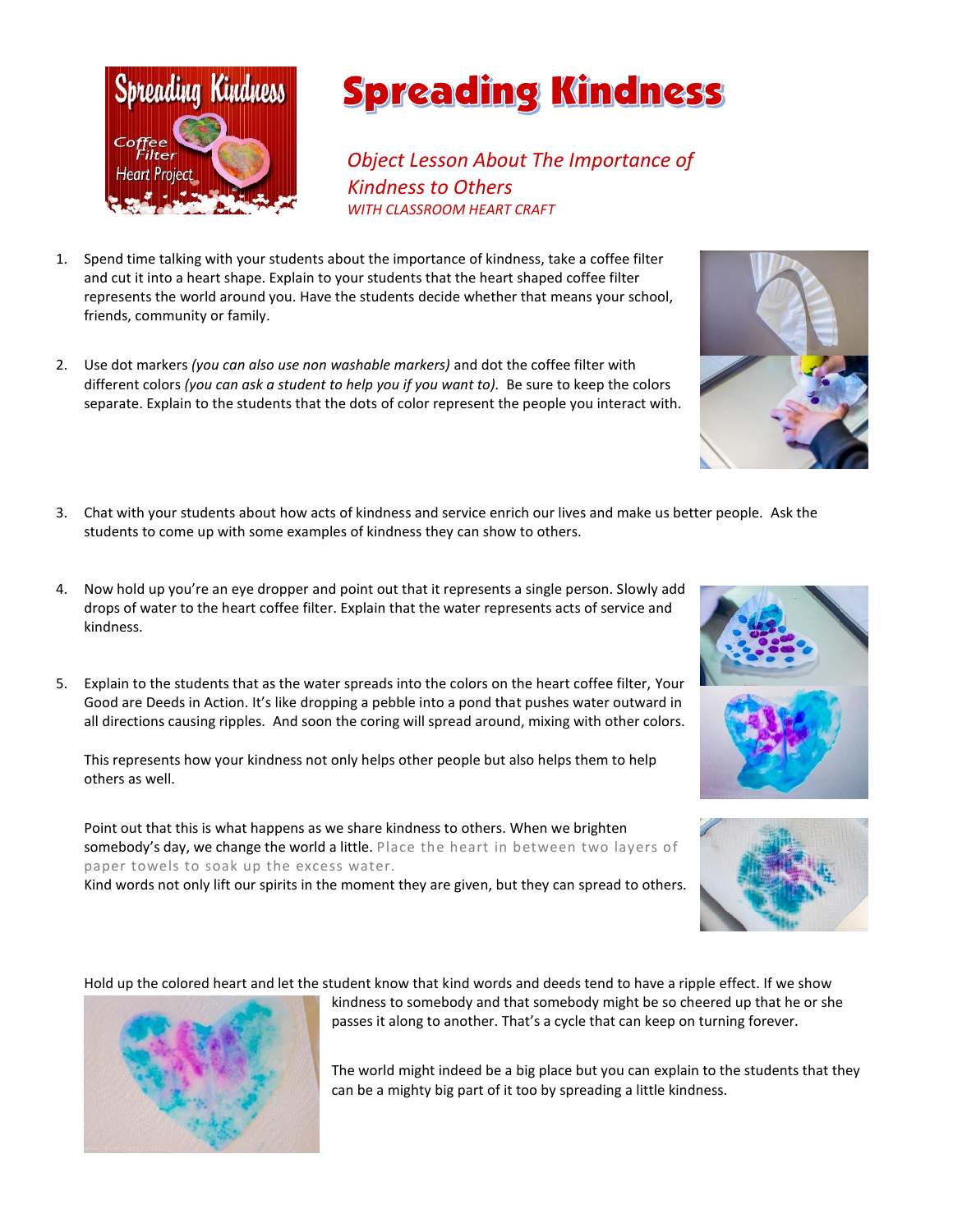# Spreading Kindness

*Object Lesson About The Importance of Kindness to Others*
*WITH CLASSROOM HEART CRAFT*

1. Spend time talking with your students about the importance of kindness, take a coffee filter and cut it into a heart shape. Explain to your students that the heart shaped coffee filter represents the world around you. Have the students decide whether that means your school, friends, community or family.

2. Use dot markers *(you can also use non washable markers)* and dot the coffee filter with different colors *(you can ask a student to help you if you want to).* Be sure to keep the colors separate. Explain to the students that the dots of color represent the people you interact with.

3. Chat with your students about how acts of kindness and service enrich our lives and make us better people. Ask the students to come up with some examples of kindness they can show to others.

4. Now hold up you're an eye dropper and point out that it represents a single person. Slowly add drops of water to the heart coffee filter. Explain that the water represents acts of service and kindness.

5. Explain to the students that as the water spreads into the colors on the heart coffee filter, Your Good are Deeds in Action. It's like dropping a pebble into a pond that pushes water outward in all directions causing ripples. And soon the coring will spread around, mixing with other colors.

   This represents how your kindness not only helps other people but also helps them to help others as well.

   Point out that this is what happens as we share kindness to others. When we brighten somebody's day, we change the world a little. Place the heart in between two layers of paper towels to soak up the excess water.
   Kind words not only lift our spirits in the moment they are given, but they can spread to others.

Hold up the colored heart and let the student know that kind words and deeds tend to have a ripple effect. If we show kindness to somebody and that somebody might be so cheered up that he or she passes it along to another. That's a cycle that can keep on turning forever.

The world might indeed be a big place but you can explain to the students that they can be a mighty big part of it too by spreading a little kindness.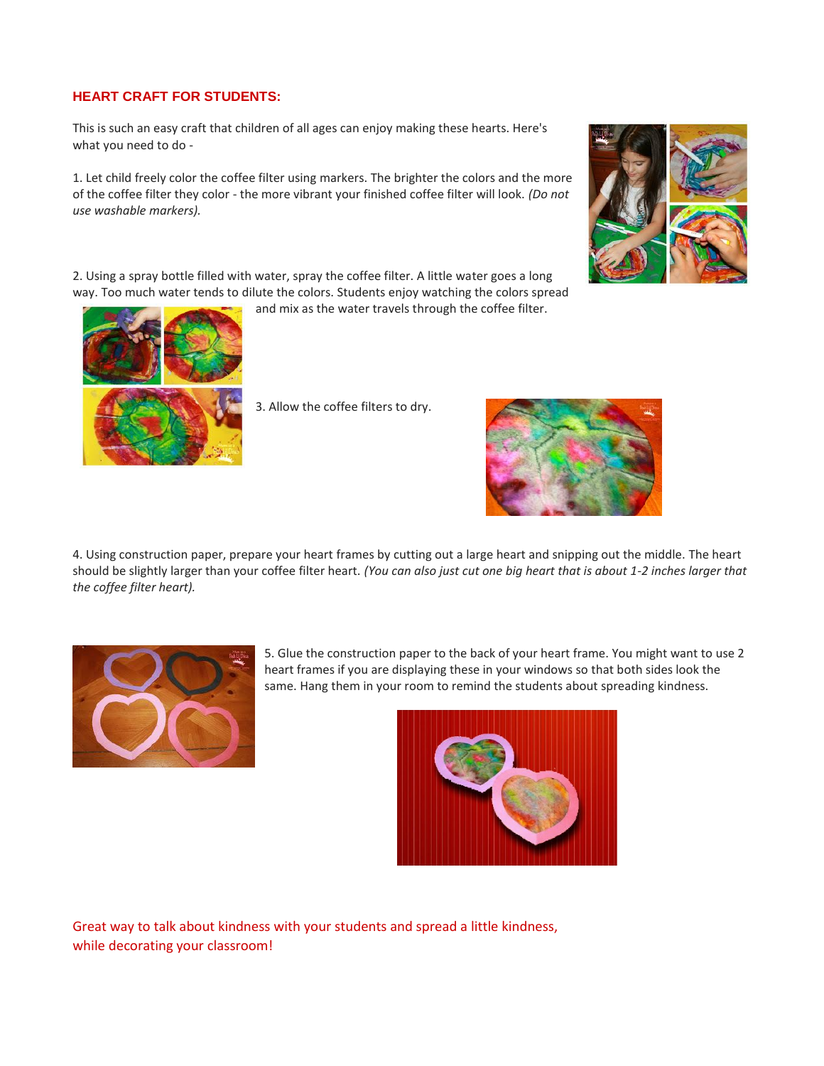## HEART CRAFT FOR STUDENTS:

This is such an easy craft that children of all ages can enjoy making these hearts. Here's what you need to do -

1. Let child freely color the coffee filter using markers. The brighter the colors and the more of the coffee filter they color - the more vibrant your finished coffee filter will look. *(Do not use washable markers).*

2. Using a spray bottle filled with water, spray the coffee filter. A little water goes a long way. Too much water tends to dilute the colors. Students enjoy watching the colors spread and mix as the water travels through the coffee filter.

3. Allow the coffee filters to dry.

4. Using construction paper, prepare your heart frames by cutting out a large heart and snipping out the middle. The heart should be slightly larger than your coffee filter heart. *(You can also just cut one big heart that is about 1-2 inches larger that the coffee filter heart).*

5. Glue the construction paper to the back of your heart frame. You might want to use 2 heart frames if you are displaying these in your windows so that both sides look the same. Hang them in your room to remind the students about spreading kindness.

Great way to talk about kindness with your students and spread a little kindness, while decorating your classroom!